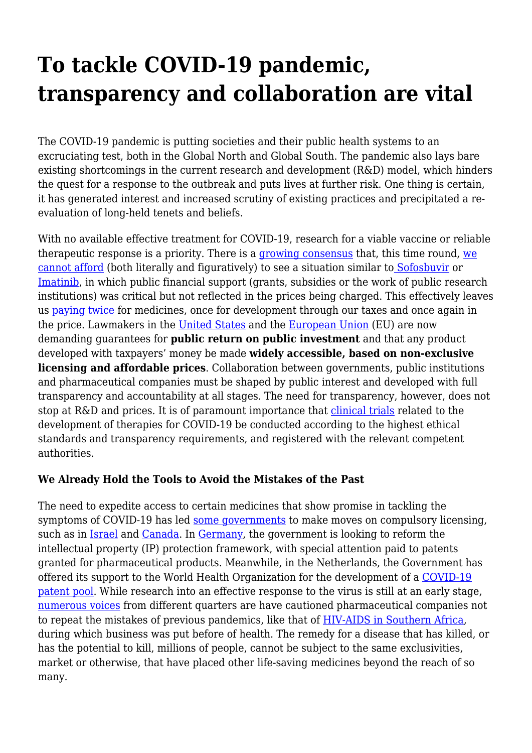# To tackle COVID-19 pandemic, transparency and collaboration are vital

The COVID-19 pandemic is putting societies and their public health systems to an excruciating test, both in the Global North and Global South. The pandemic also lays bare existing shortcomings in the current research and development (R&D) model, which hinders the quest for a response to the outbreak and puts lives at further risk. One thing is certain, it has generated interest and increased scrutiny of existing practices and precipitated a re-evaluation of long-held tenets and beliefs.

With no available effective treatment for COVID-19, research for a viable vaccine or reliable therapeutic response is a priority. There is a growing consensus that, this time round, we cannot afford (both literally and figuratively) to see a situation similar to Sofosbuvir or Imatinib, in which public financial support (grants, subsidies or the work of public research institutions) was critical but not reflected in the prices being charged. This effectively leaves us paying twice for medicines, once for development through our taxes and once again in the price. Lawmakers in the United States and the European Union (EU) are now demanding guarantees for **public return on public investment** and that any product developed with taxpayers' money be made **widely accessible, based on non-exclusive licensing and affordable prices**. Collaboration between governments, public institutions and pharmaceutical companies must be shaped by public interest and developed with full transparency and accountability at all stages. The need for transparency, however, does not stop at R&D and prices. It is of paramount importance that clinical trials related to the development of therapies for COVID-19 be conducted according to the highest ethical standards and transparency requirements, and registered with the relevant competent authorities.

**We Already Hold the Tools to Avoid the Mistakes of the Past**

The need to expedite access to certain medicines that show promise in tackling the symptoms of COVID-19 has led some governments to make moves on compulsory licensing, such as in Israel and Canada. In Germany, the government is looking to reform the intellectual property (IP) protection framework, with special attention paid to patents granted for pharmaceutical products. Meanwhile, in the Netherlands, the Government has offered its support to the World Health Organization for the development of a COVID-19 patent pool. While research into an effective response to the virus is still at an early stage, numerous voices from different quarters are have cautioned pharmaceutical companies not to repeat the mistakes of previous pandemics, like that of HIV-AIDS in Southern Africa, during which business was put before of health. The remedy for a disease that has killed, or has the potential to kill, millions of people, cannot be subject to the same exclusivities, market or otherwise, that have placed other life-saving medicines beyond the reach of so many.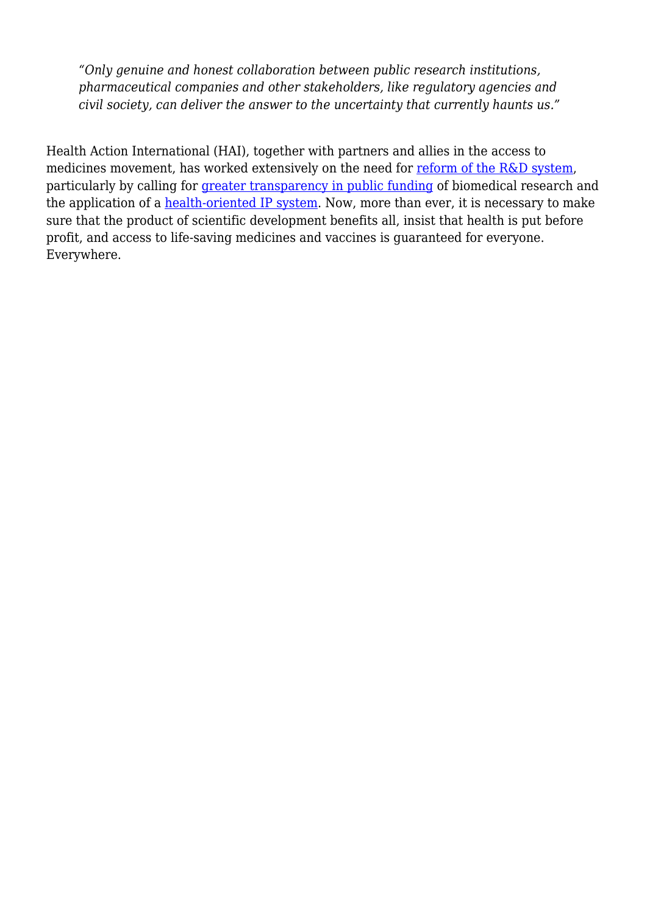> *"Only genuine and honest collaboration between public research institutions, pharmaceutical companies and other stakeholders, like regulatory agencies and civil society, can deliver the answer to the uncertainty that currently haunts us."*

Health Action International (HAI), together with partners and allies in the access to medicines movement, has worked extensively on the need for reform of the R&D system, particularly by calling for greater transparency in public funding of biomedical research and the application of a health-oriented IP system. Now, more than ever, it is necessary to make sure that the product of scientific development benefits all, insist that health is put before profit, and access to life-saving medicines and vaccines is guaranteed for everyone. Everywhere.